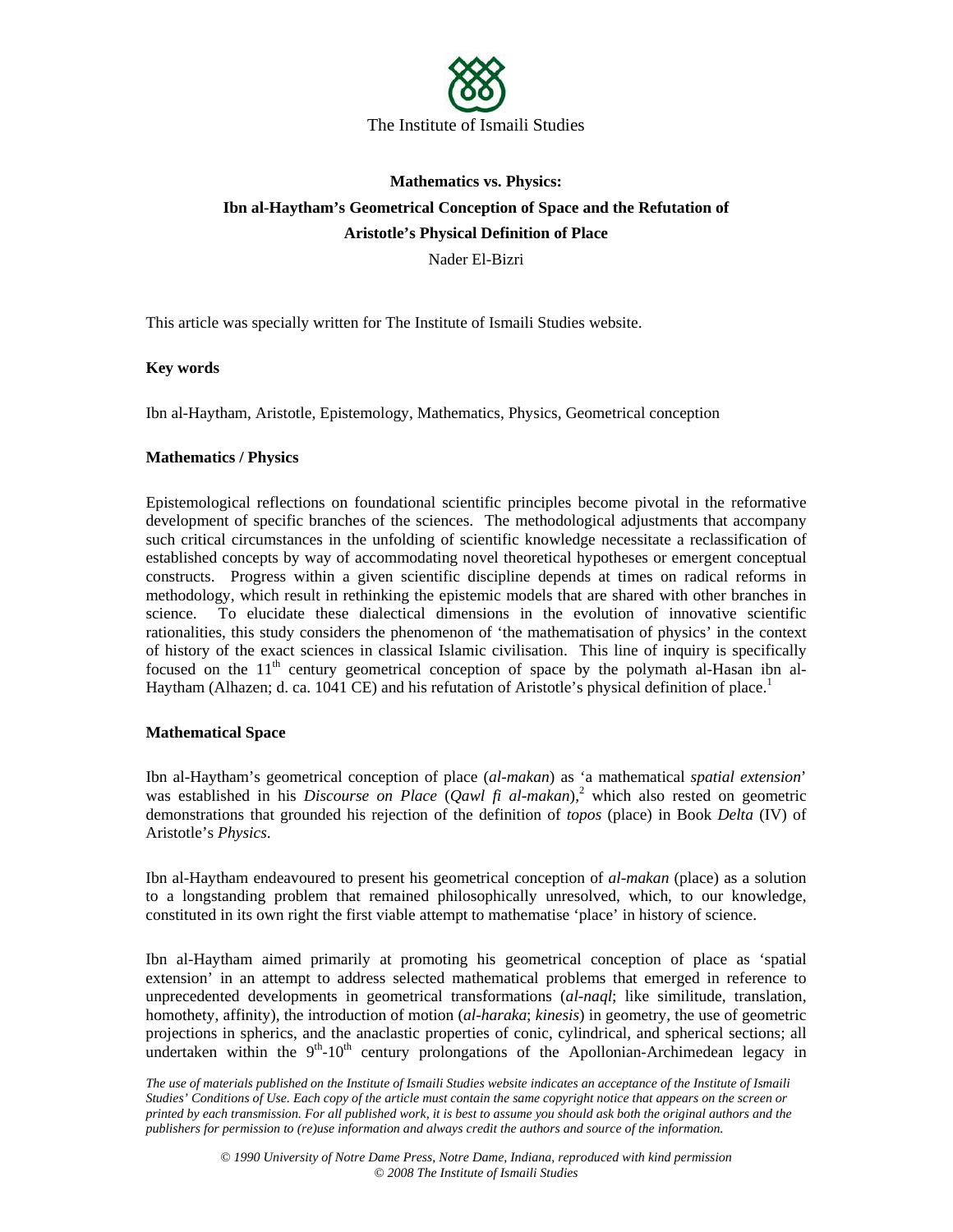The Institute of Ismaili Studies

# Mathematics vs. Physics: Ibn al-Haytham's Geometrical Conception of Space and the Refutation of Aristotle's Physical Definition of Place

Nader El-Bizri

This article was specially written for The Institute of Ismaili Studies website.

**Key words**

Ibn al-Haytham, Aristotle, Epistemology, Mathematics, Physics, Geometrical conception

## Mathematics / Physics

Epistemological reflections on foundational scientific principles become pivotal in the reformative development of specific branches of the sciences. The methodological adjustments that accompany such critical circumstances in the unfolding of scientific knowledge necessitate a reclassification of established concepts by way of accommodating novel theoretical hypotheses or emergent conceptual constructs. Progress within a given scientific discipline depends at times on radical reforms in methodology, which result in rethinking the epistemic models that are shared with other branches in science. To elucidate these dialectical dimensions in the evolution of innovative scientific rationalities, this study considers the phenomenon of 'the mathematisation of physics' in the context of history of the exact sciences in classical Islamic civilisation. This line of inquiry is specifically focused on the 11th century geometrical conception of space by the polymath al-Hasan ibn al-Haytham (Alhazen; d. ca. 1041 CE) and his refutation of Aristotle's physical definition of place.[1]

## Mathematical Space

Ibn al-Haytham's geometrical conception of place (*al-makan*) as 'a mathematical *spatial extension*' was established in his *Discourse on Place* (*Qawl fi al-makan*),[2] which also rested on geometric demonstrations that grounded his rejection of the definition of *topos* (place) in Book *Delta* (IV) of Aristotle's *Physics*.

Ibn al-Haytham endeavoured to present his geometrical conception of *al-makan* (place) as a solution to a longstanding problem that remained philosophically unresolved, which, to our knowledge, constituted in its own right the first viable attempt to mathematise 'place' in history of science.

Ibn al-Haytham aimed primarily at promoting his geometrical conception of place as 'spatial extension' in an attempt to address selected mathematical problems that emerged in reference to unprecedented developments in geometrical transformations (*al-naql*; like similitude, translation, homothety, affinity), the introduction of motion (*al-haraka*; *kinesis*) in geometry, the use of geometric projections in spherics, and the anaclastic properties of conic, cylindrical, and spherical sections; all undertaken within the 9th-10th century prolongations of the Apollonian-Archimedean legacy in

*The use of materials published on the Institute of Ismaili Studies website indicates an acceptance of the Institute of Ismaili Studies' Conditions of Use. Each copy of the article must contain the same copyright notice that appears on the screen or printed by each transmission. For all published work, it is best to assume you should ask both the original authors and the publishers for permission to (re)use information and always credit the authors and source of the information.*

*© 1990 University of Notre Dame Press, Notre Dame, Indiana, reproduced with kind permission*
*© 2008 The Institute of Ismaili Studies*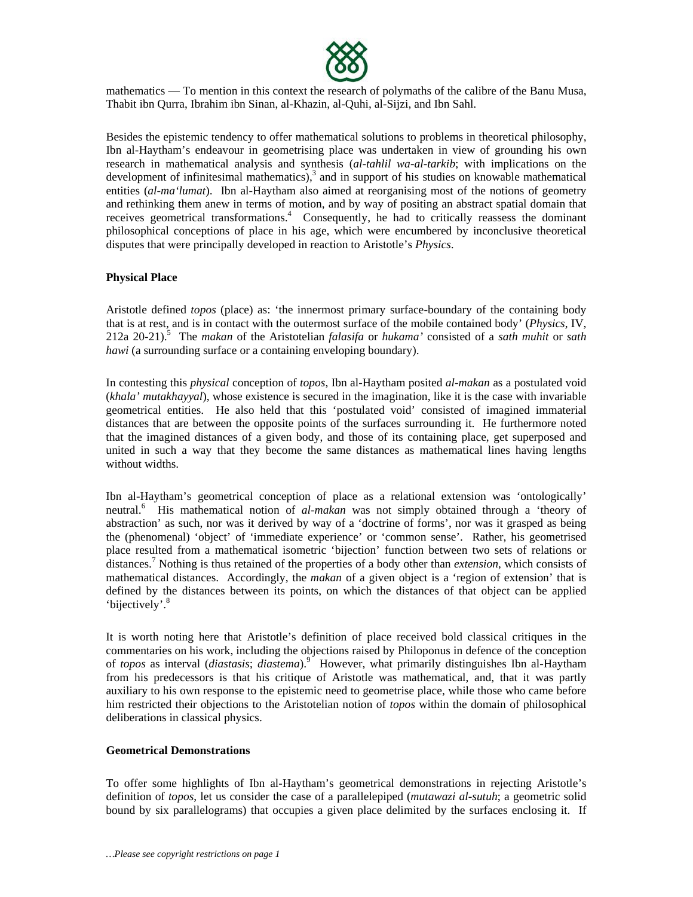mathematics — To mention in this context the research of polymaths of the calibre of the Banu Musa, Thabit ibn Qurra, Ibrahim ibn Sinan, al-Khazin, al-Quhi, al-Sijzi, and Ibn Sahl.

Besides the epistemic tendency to offer mathematical solutions to problems in theoretical philosophy, Ibn al-Haytham's endeavour in geometrising place was undertaken in view of grounding his own research in mathematical analysis and synthesis (*al-tahlil wa-al-tarkib*; with implications on the development of infinitesimal mathematics),[3] and in support of his studies on knowable mathematical entities (*al-ma'lumat*). Ibn al-Haytham also aimed at reorganising most of the notions of geometry and rethinking them anew in terms of motion, and by way of positing an abstract spatial domain that receives geometrical transformations.[4] Consequently, he had to critically reassess the dominant philosophical conceptions of place in his age, which were encumbered by inconclusive theoretical disputes that were principally developed in reaction to Aristotle's *Physics*.

**Physical Place**

Aristotle defined *topos* (place) as: 'the innermost primary surface-boundary of the containing body that is at rest, and is in contact with the outermost surface of the mobile contained body' (*Physics*, IV, 212a 20-21).[5] The *makan* of the Aristotelian *falasifa* or *hukama'* consisted of a *sath muhit* or *sath hawi* (a surrounding surface or a containing enveloping boundary).

In contesting this *physical* conception of *topos*, Ibn al-Haytham posited *al-makan* as a postulated void (*khala' mutakhayyal*), whose existence is secured in the imagination, like it is the case with invariable geometrical entities. He also held that this 'postulated void' consisted of imagined immaterial distances that are between the opposite points of the surfaces surrounding it. He furthermore noted that the imagined distances of a given body, and those of its containing place, get superposed and united in such a way that they become the same distances as mathematical lines having lengths without widths.

Ibn al-Haytham's geometrical conception of place as a relational extension was 'ontologically' neutral.[6] His mathematical notion of *al-makan* was not simply obtained through a 'theory of abstraction' as such, nor was it derived by way of a 'doctrine of forms', nor was it grasped as being the (phenomenal) 'object' of 'immediate experience' or 'common sense'. Rather, his geometrised place resulted from a mathematical isometric 'bijection' function between two sets of relations or distances.[7] Nothing is thus retained of the properties of a body other than *extension*, which consists of mathematical distances. Accordingly, the *makan* of a given object is a 'region of extension' that is defined by the distances between its points, on which the distances of that object can be applied 'bijectively'.[8]

It is worth noting here that Aristotle's definition of place received bold classical critiques in the commentaries on his work, including the objections raised by Philoponus in defence of the conception of *topos* as interval (*diastasis*; *diastema*).[9] However, what primarily distinguishes Ibn al-Haytham from his predecessors is that his critique of Aristotle was mathematical, and, that it was partly auxiliary to his own response to the epistemic need to geometrise place, while those who came before him restricted their objections to the Aristotelian notion of *topos* within the domain of philosophical deliberations in classical physics.

**Geometrical Demonstrations**

To offer some highlights of Ibn al-Haytham's geometrical demonstrations in rejecting Aristotle's definition of *topos*, let us consider the case of a parallelepiped (*mutawazi al-sutuh*; a geometric solid bound by six parallelograms) that occupies a given place delimited by the surfaces enclosing it. If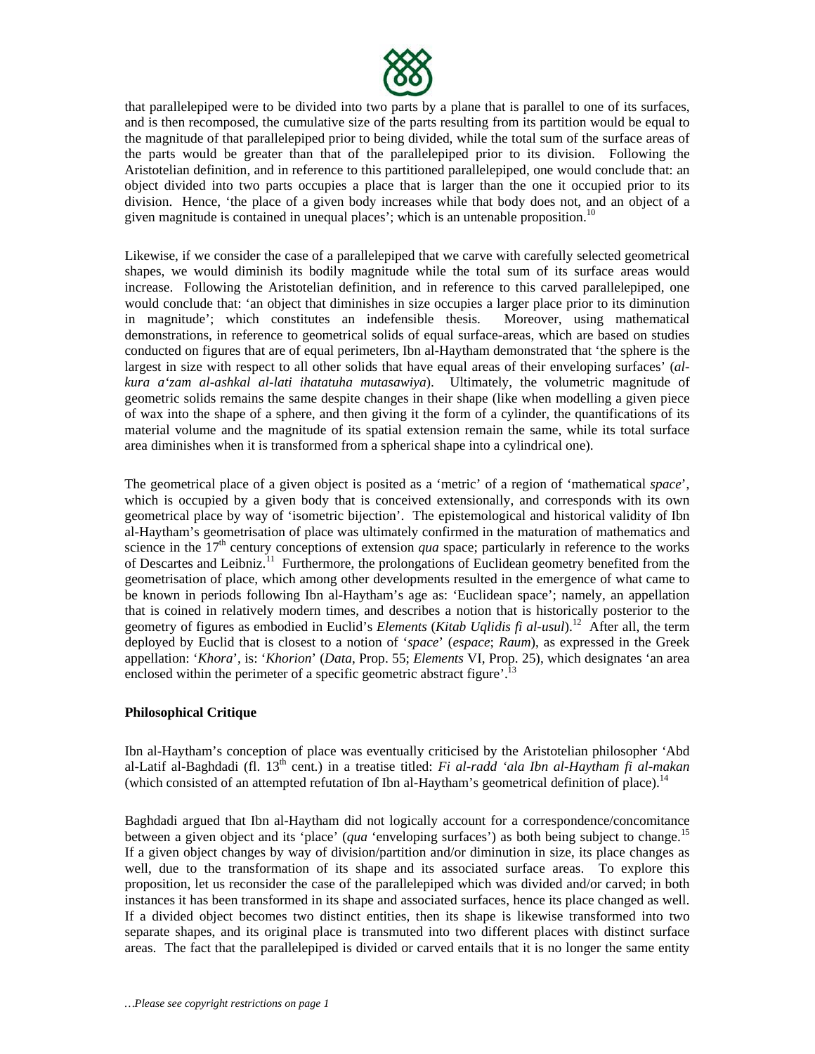that parallelepiped were to be divided into two parts by a plane that is parallel to one of its surfaces, and is then recomposed, the cumulative size of the parts resulting from its partition would be equal to the magnitude of that parallelepiped prior to being divided, while the total sum of the surface areas of the parts would be greater than that of the parallelepiped prior to its division. Following the Aristotelian definition, and in reference to this partitioned parallelepiped, one would conclude that: an object divided into two parts occupies a place that is larger than the one it occupied prior to its division. Hence, 'the place of a given body increases while that body does not, and an object of a given magnitude is contained in unequal places'; which is an untenable proposition.[10]

Likewise, if we consider the case of a parallelepiped that we carve with carefully selected geometrical shapes, we would diminish its bodily magnitude while the total sum of its surface areas would increase. Following the Aristotelian definition, and in reference to this carved parallelepiped, one would conclude that: 'an object that diminishes in size occupies a larger place prior to its diminution in magnitude'; which constitutes an indefensible thesis. Moreover, using mathematical demonstrations, in reference to geometrical solids of equal surface-areas, which are based on studies conducted on figures that are of equal perimeters, Ibn al-Haytham demonstrated that 'the sphere is the largest in size with respect to all other solids that have equal areas of their enveloping surfaces' (*al-kura a'zam al-ashkal al-lati ihatatuha mutasawiya*). Ultimately, the volumetric magnitude of geometric solids remains the same despite changes in their shape (like when modelling a given piece of wax into the shape of a sphere, and then giving it the form of a cylinder, the quantifications of its material volume and the magnitude of its spatial extension remain the same, while its total surface area diminishes when it is transformed from a spherical shape into a cylindrical one).

The geometrical place of a given object is posited as a 'metric' of a region of 'mathematical *space*', which is occupied by a given body that is conceived extensionally, and corresponds with its own geometrical place by way of 'isometric bijection'. The epistemological and historical validity of Ibn al-Haytham's geometrisation of place was ultimately confirmed in the maturation of mathematics and science in the 17th century conceptions of extension *qua* space; particularly in reference to the works of Descartes and Leibniz.[11] Furthermore, the prolongations of Euclidean geometry benefited from the geometrisation of place, which among other developments resulted in the emergence of what came to be known in periods following Ibn al-Haytham's age as: 'Euclidean space'; namely, an appellation that is coined in relatively modern times, and describes a notion that is historically posterior to the geometry of figures as embodied in Euclid's *Elements* (*Kitab Uqlidis fi al-usul*).[12] After all, the term deployed by Euclid that is closest to a notion of '*space*' (*espace*; *Raum*), as expressed in the Greek appellation: '*Khora*', is: '*Khorion*' (*Data*, Prop. 55; *Elements* VI, Prop. 25), which designates 'an area enclosed within the perimeter of a specific geometric abstract figure'.[13]

**Philosophical Critique**

Ibn al-Haytham's conception of place was eventually criticised by the Aristotelian philosopher 'Abd al-Latif al-Baghdadi (fl. 13th cent.) in a treatise titled: *Fi al-radd 'ala Ibn al-Haytham fi al-makan* (which consisted of an attempted refutation of Ibn al-Haytham's geometrical definition of place).[14]

Baghdadi argued that Ibn al-Haytham did not logically account for a correspondence/concomitance between a given object and its 'place' (*qua* 'enveloping surfaces') as both being subject to change.[15] If a given object changes by way of division/partition and/or diminution in size, its place changes as well, due to the transformation of its shape and its associated surface areas. To explore this proposition, let us reconsider the case of the parallelepiped which was divided and/or carved; in both instances it has been transformed in its shape and associated surfaces, hence its place changed as well. If a divided object becomes two distinct entities, then its shape is likewise transformed into two separate shapes, and its original place is transmuted into two different places with distinct surface areas. The fact that the parallelepiped is divided or carved entails that it is no longer the same entity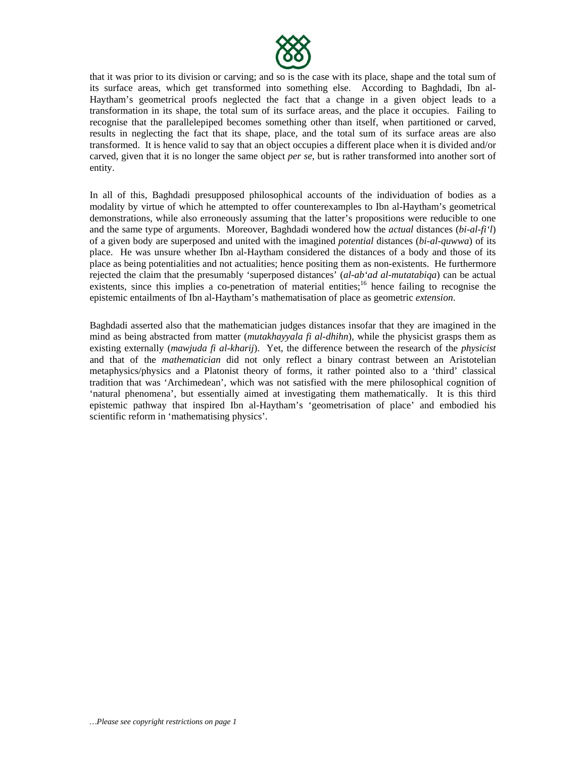that it was prior to its division or carving; and so is the case with its place, shape and the total sum of its surface areas, which get transformed into something else. According to Baghdadi, Ibn al-Haytham's geometrical proofs neglected the fact that a change in a given object leads to a transformation in its shape, the total sum of its surface areas, and the place it occupies. Failing to recognise that the parallelepiped becomes something other than itself, when partitioned or carved, results in neglecting the fact that its shape, place, and the total sum of its surface areas are also transformed. It is hence valid to say that an object occupies a different place when it is divided and/or carved, given that it is no longer the same object *per se*, but is rather transformed into another sort of entity.

In all of this, Baghdadi presupposed philosophical accounts of the individuation of bodies as a modality by virtue of which he attempted to offer counterexamples to Ibn al-Haytham's geometrical demonstrations, while also erroneously assuming that the latter's propositions were reducible to one and the same type of arguments. Moreover, Baghdadi wondered how the *actual* distances (*bi-al-fi'l*) of a given body are superposed and united with the imagined *potential* distances (*bi-al-quwwa*) of its place. He was unsure whether Ibn al-Haytham considered the distances of a body and those of its place as being potentialities and not actualities; hence positing them as non-existents. He furthermore rejected the claim that the presumably 'superposed distances' (*al-ab'ad al-mutatabiqa*) can be actual existents, since this implies a co-penetration of material entities;[16] hence failing to recognise the epistemic entailments of Ibn al-Haytham's mathematisation of place as geometric *extension*.

Baghdadi asserted also that the mathematician judges distances insofar that they are imagined in the mind as being abstracted from matter (*mutakhayyala fi al-dhihn*), while the physicist grasps them as existing externally (*mawjuda fi al-kharij*). Yet, the difference between the research of the *physicist* and that of the *mathematician* did not only reflect a binary contrast between an Aristotelian metaphysics/physics and a Platonist theory of forms, it rather pointed also to a 'third' classical tradition that was 'Archimedean', which was not satisfied with the mere philosophical cognition of 'natural phenomena', but essentially aimed at investigating them mathematically. It is this third epistemic pathway that inspired Ibn al-Haytham's 'geometrisation of place' and embodied his scientific reform in 'mathematising physics'.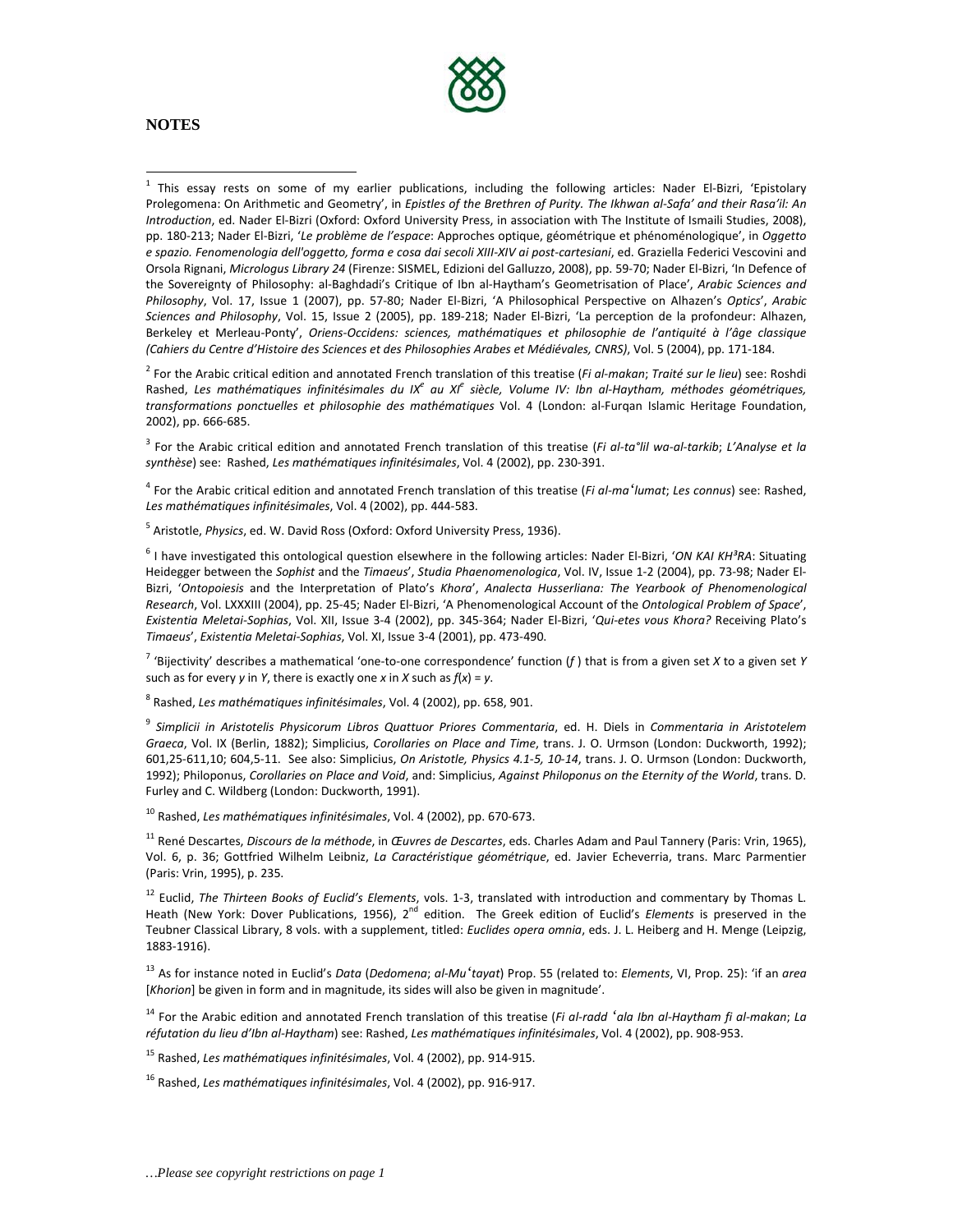**NOTES**

[1] This essay rests on some of my earlier publications, including the following articles: Nader El-Bizri, 'Epistolary Prolegomena: On Arithmetic and Geometry', in *Epistles of the Brethren of Purity. The Ikhwan al-Safa' and their Rasa'il: An Introduction*, ed. Nader El-Bizri (Oxford: Oxford University Press, in association with The Institute of Ismaili Studies, 2008), pp. 180-213; Nader El-Bizri, '*Le problème de l'espace*: Approches optique, géométrique et phénoménologique', in *Oggetto e spazio. Fenomenologia dell'oggetto, forma e cosa dai secoli XIII-XIV ai post-cartesiani*, ed. Graziella Federici Vescovini and Orsola Rignani, *Micrologus Library 24* (Firenze: SISMEL, Edizioni del Galluzzo, 2008), pp. 59-70; Nader El-Bizri, 'In Defence of the Sovereignty of Philosophy: al-Baghdadi's Critique of Ibn al-Haytham's Geometrisation of Place', *Arabic Sciences and Philosophy*, Vol. 17, Issue 1 (2007), pp. 57-80; Nader El-Bizri, 'A Philosophical Perspective on Alhazen's *Optics*', *Arabic Sciences and Philosophy*, Vol. 15, Issue 2 (2005), pp. 189-218; Nader El-Bizri, 'La perception de la profondeur: Alhazen, Berkeley et Merleau-Ponty', *Oriens-Occidens: sciences, mathématiques et philosophie de l'antiquité à l'âge classique (Cahiers du Centre d'Histoire des Sciences et des Philosophies Arabes et Médiévales, CNRS)*, Vol. 5 (2004), pp. 171-184.

[2] For the Arabic critical edition and annotated French translation of this treatise (*Fi al-makan*; *Traité sur le lieu*) see: Roshdi Rashed, *Les mathématiques infinitésimales du IX$^e$ au XI$^e$ siècle, Volume IV: Ibn al-Haytham, méthodes géométriques, transformations ponctuelles et philosophie des mathématiques* Vol. 4 (London: al-Furqan Islamic Heritage Foundation, 2002), pp. 666-685.

[3] For the Arabic critical edition and annotated French translation of this treatise (*Fi al-ta°lil wa-al-tarkib*; *L'Analyse et la synthèse*) see: Rashed, *Les mathématiques infinitésimales*, Vol. 4 (2002), pp. 230-391.

[4] For the Arabic critical edition and annotated French translation of this treatise (*Fi al-ma*ʿ*lumat*; *Les connus*) see: Rashed, *Les mathématiques infinitésimales*, Vol. 4 (2002), pp. 444-583.

[5] Aristotle, *Physics*, ed. W. David Ross (Oxford: Oxford University Press, 1936).

[6] I have investigated this ontological question elsewhere in the following articles: Nader El-Bizri, '*ON KAI KHŌRA*: Situating Heidegger between the *Sophist* and the *Timaeus*', *Studia Phaenomenologica*, Vol. IV, Issue 1-2 (2004), pp. 73-98; Nader El-Bizri, '*Ontopoiesis* and the Interpretation of Plato's *Khora*', *Analecta Husserliana: The Yearbook of Phenomenological Research*, Vol. LXXXIII (2004), pp. 25-45; Nader El-Bizri, 'A Phenomenological Account of the *Ontological Problem of Space*', *Existentia Meletai-Sophias*, Vol. XII, Issue 3-4 (2002), pp. 345-364; Nader El-Bizri, '*Qui-etes vous Khora?* Receiving Plato's *Timaeus*', *Existentia Meletai-Sophias*, Vol. XI, Issue 3-4 (2001), pp. 473-490.

[7] 'Bijectivity' describes a mathematical 'one-to-one correspondence' function ($f$) that is from a given set $X$ to a given set $Y$ such as for every $y$ in $Y$, there is exactly one $x$ in $X$ such as $f(x) = y$.

[8] Rashed, *Les mathématiques infinitésimales*, Vol. 4 (2002), pp. 658, 901.

[9] *Simplicii in Aristotelis Physicorum Libros Quattuor Priores Commentaria*, ed. H. Diels in *Commentaria in Aristotelem Graeca*, Vol. IX (Berlin, 1882); Simplicius, *Corollaries on Place and Time*, trans. J. O. Urmson (London: Duckworth, 1992); 601,25-611,10; 604,5-11. See also: Simplicius, *On Aristotle, Physics 4.1-5, 10-14*, trans. J. O. Urmson (London: Duckworth, 1992); Philoponus, *Corollaries on Place and Void*, and: Simplicius, *Against Philoponus on the Eternity of the World*, trans. D. Furley and C. Wildberg (London: Duckworth, 1991).

[10] Rashed, *Les mathématiques infinitésimales*, Vol. 4 (2002), pp. 670-673.

[11] René Descartes, *Discours de la méthode*, in *Œuvres de Descartes*, eds. Charles Adam and Paul Tannery (Paris: Vrin, 1965), Vol. 6, p. 36; Gottfried Wilhelm Leibniz, *La Caractéristique géométrique*, ed. Javier Echeverria, trans. Marc Parmentier (Paris: Vrin, 1995), p. 235.

[12] Euclid, *The Thirteen Books of Euclid's Elements*, vols. 1-3, translated with introduction and commentary by Thomas L. Heath (New York: Dover Publications, 1956), 2nd edition. The Greek edition of Euclid's *Elements* is preserved in the Teubner Classical Library, 8 vols. with a supplement, titled: *Euclides opera omnia*, eds. J. L. Heiberg and H. Menge (Leipzig, 1883-1916).

[13] As for instance noted in Euclid's *Data* (*Dedomena*; *al-Mu*ʿ*tayat*) Prop. 55 (related to: *Elements*, VI, Prop. 25): 'if an *area* [*Khorion*] be given in form and in magnitude, its sides will also be given in magnitude'.

[14] For the Arabic edition and annotated French translation of this treatise (*Fi al-radd* ʿ*ala Ibn al-Haytham fi al-makan*; *La réfutation du lieu d'Ibn al-Haytham*) see: Rashed, *Les mathématiques infinitésimales*, Vol. 4 (2002), pp. 908-953.

[15] Rashed, *Les mathématiques infinitésimales*, Vol. 4 (2002), pp. 914-915.

[16] Rashed, *Les mathématiques infinitésimales*, Vol. 4 (2002), pp. 916-917.